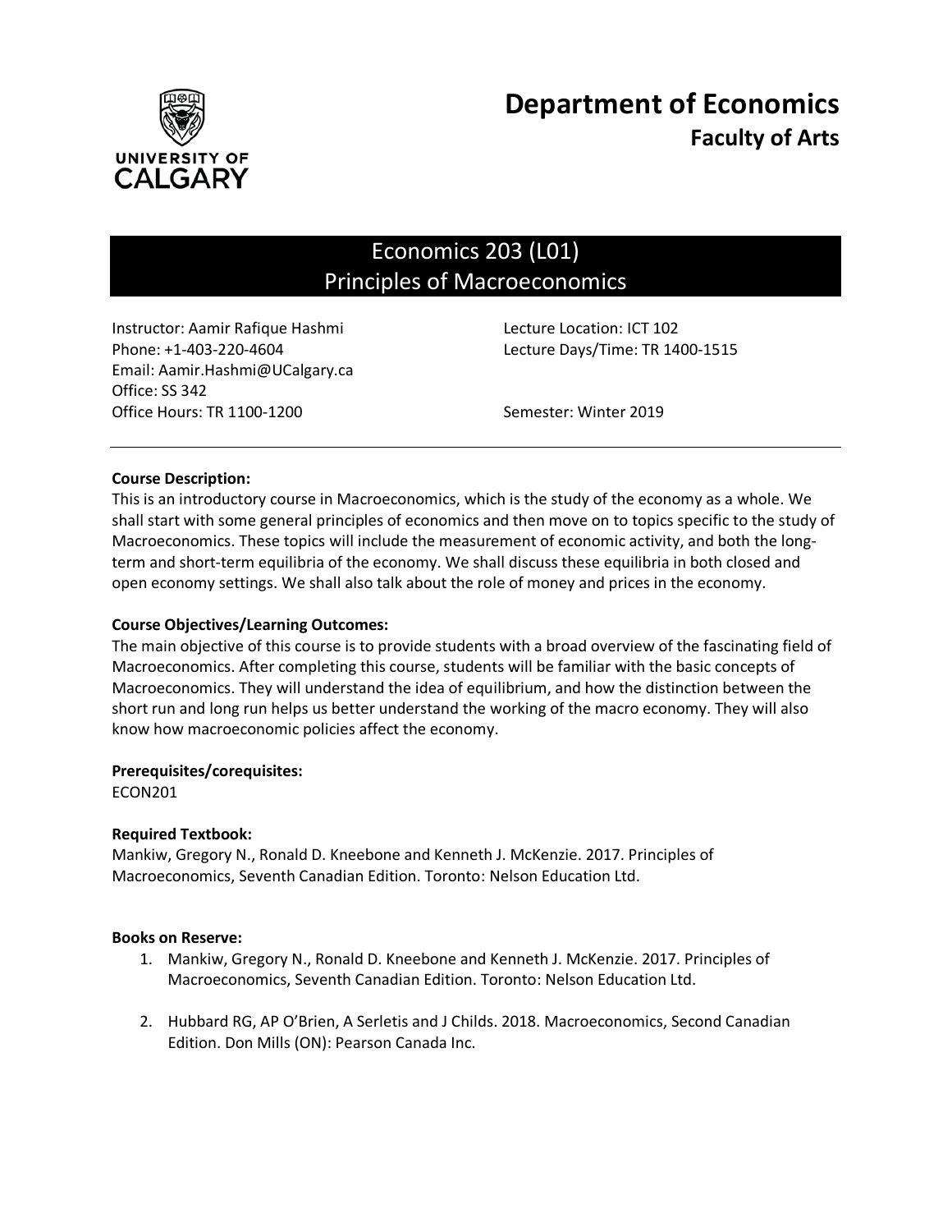# Department of Economics
## Faculty of Arts

UNIVERSITY OF CALGARY

## Economics 203 (L01)
## Principles of Macroeconomics

Instructor: Aamir Rafique Hashmi
Phone: +1-403-220-4604
Email: Aamir.Hashmi@UCalgary.ca
Office: SS 342
Office Hours: TR 1100-1200

Lecture Location: ICT 102
Lecture Days/Time: TR 1400-1515

Semester: Winter 2019

---

**Course Description:**
This is an introductory course in Macroeconomics, which is the study of the economy as a whole. We shall start with some general principles of economics and then move on to topics specific to the study of Macroeconomics. These topics will include the measurement of economic activity, and both the long-term and short-term equilibria of the economy. We shall discuss these equilibria in both closed and open economy settings. We shall also talk about the role of money and prices in the economy.

**Course Objectives/Learning Outcomes:**
The main objective of this course is to provide students with a broad overview of the fascinating field of Macroeconomics. After completing this course, students will be familiar with the basic concepts of Macroeconomics. They will understand the idea of equilibrium, and how the distinction between the short run and long run helps us better understand the working of the macro economy. They will also know how macroeconomic policies affect the economy.

**Prerequisites/corequisites:**
ECON201

**Required Textbook:**
Mankiw, Gregory N., Ronald D. Kneebone and Kenneth J. McKenzie. 2017. Principles of Macroeconomics, Seventh Canadian Edition. Toronto: Nelson Education Ltd.

**Books on Reserve:**

1. Mankiw, Gregory N., Ronald D. Kneebone and Kenneth J. McKenzie. 2017. Principles of Macroeconomics, Seventh Canadian Edition. Toronto: Nelson Education Ltd.

2. Hubbard RG, AP O'Brien, A Serletis and J Childs. 2018. Macroeconomics, Second Canadian Edition. Don Mills (ON): Pearson Canada Inc.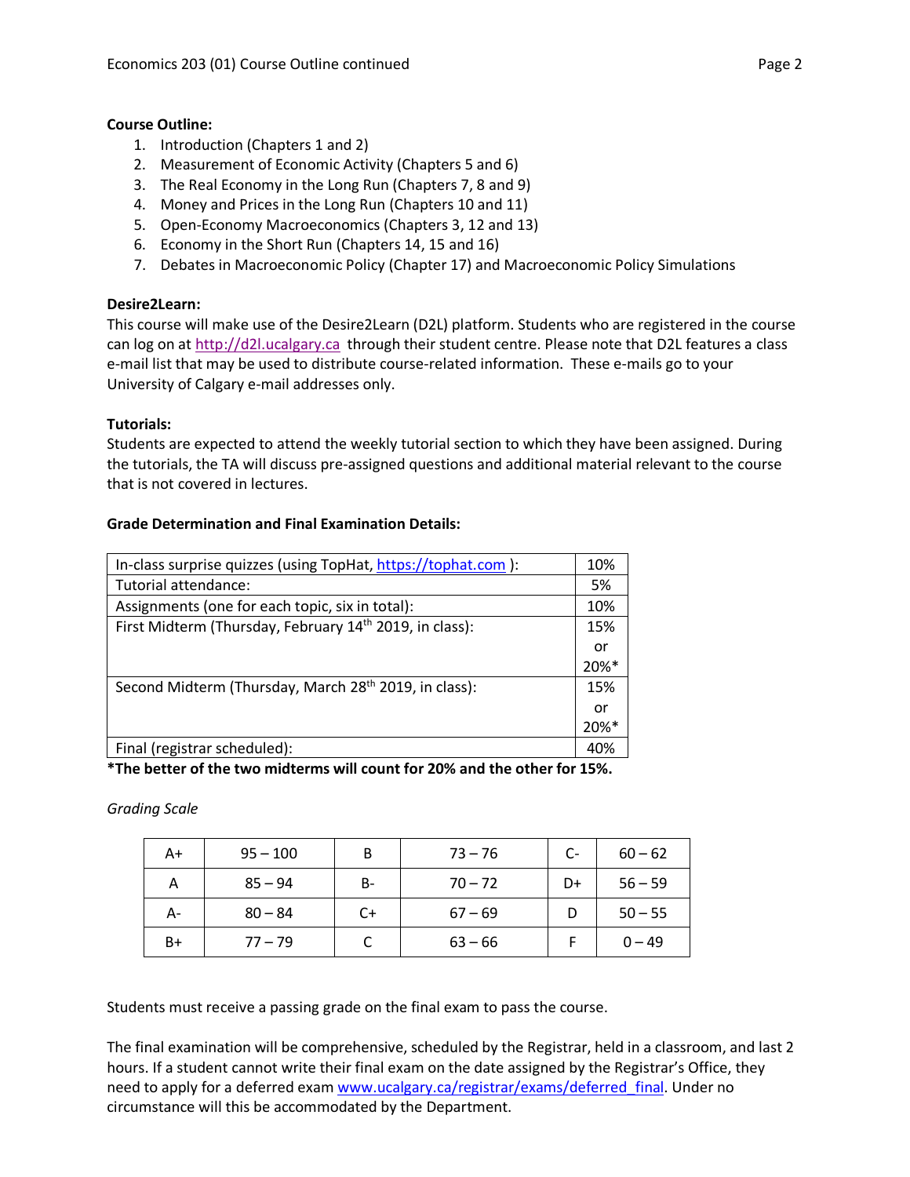**Course Outline:**

1. Introduction (Chapters 1 and 2)
2. Measurement of Economic Activity (Chapters 5 and 6)
3. The Real Economy in the Long Run (Chapters 7, 8 and 9)
4. Money and Prices in the Long Run (Chapters 10 and 11)
5. Open-Economy Macroeconomics (Chapters 3, 12 and 13)
6. Economy in the Short Run (Chapters 14, 15 and 16)
7. Debates in Macroeconomic Policy (Chapter 17) and Macroeconomic Policy Simulations

**Desire2Learn:**

This course will make use of the Desire2Learn (D2L) platform. Students who are registered in the course can log on at http://d2l.ucalgary.ca through their student centre. Please note that D2L features a class e-mail list that may be used to distribute course-related information. These e-mails go to your University of Calgary e-mail addresses only.

**Tutorials:**

Students are expected to attend the weekly tutorial section to which they have been assigned. During the tutorials, the TA will discuss pre-assigned questions and additional material relevant to the course that is not covered in lectures.

**Grade Determination and Final Examination Details:**

| Component | Weight |
|---|---|
| In-class surprise quizzes (using TopHat, https://tophat.com ): | 10% |
| Tutorial attendance: | 5% |
| Assignments (one for each topic, six in total): | 10% |
| First Midterm (Thursday, February 14th 2019, in class): | 15% or 20%* |
| Second Midterm (Thursday, March 28th 2019, in class): | 15% or 20%* |
| Final (registrar scheduled): | 40% |

**\*The better of the two midterms will count for 20% and the other for 15%.**

*Grading Scale*

| Grade | Range | Grade | Range | Grade | Range |
|---|---|---|---|---|---|
| A+ | 95 – 100 | B | 73 – 76 | C- | 60 – 62 |
| A | 85 – 94 | B- | 70 – 72 | D+ | 56 – 59 |
| A- | 80 – 84 | C+ | 67 – 69 | D | 50 – 55 |
| B+ | 77 – 79 | C | 63 – 66 | F | 0 – 49 |

Students must receive a passing grade on the final exam to pass the course.

The final examination will be comprehensive, scheduled by the Registrar, held in a classroom, and last 2 hours. If a student cannot write their final exam on the date assigned by the Registrar's Office, they need to apply for a deferred exam www.ucalgary.ca/registrar/exams/deferred_final. Under no circumstance will this be accommodated by the Department.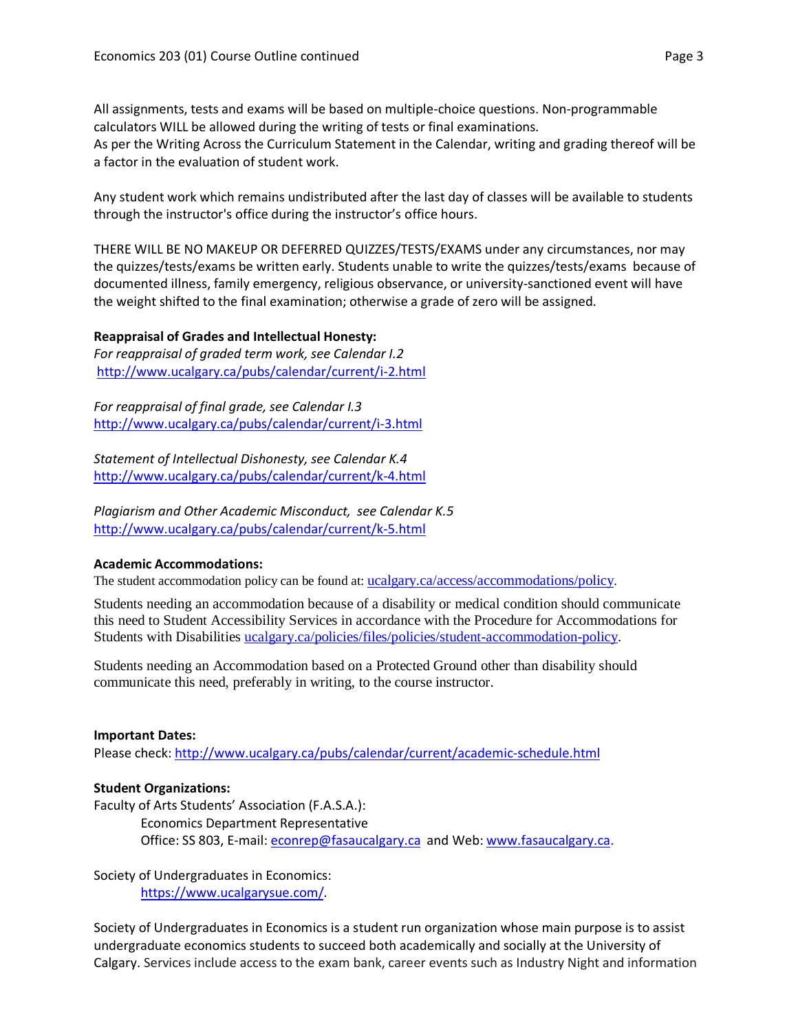All assignments, tests and exams will be based on multiple-choice questions. Non-programmable calculators WILL be allowed during the writing of tests or final examinations.
As per the Writing Across the Curriculum Statement in the Calendar, writing and grading thereof will be a factor in the evaluation of student work.

Any student work which remains undistributed after the last day of classes will be available to students through the instructor's office during the instructor's office hours.

THERE WILL BE NO MAKEUP OR DEFERRED QUIZZES/TESTS/EXAMS under any circumstances, nor may the quizzes/tests/exams be written early. Students unable to write the quizzes/tests/exams because of documented illness, family emergency, religious observance, or university-sanctioned event will have the weight shifted to the final examination; otherwise a grade of zero will be assigned.

**Reappraisal of Grades and Intellectual Honesty:**

*For reappraisal of graded term work, see Calendar I.2*
http://www.ucalgary.ca/pubs/calendar/current/i-2.html

*For reappraisal of final grade, see Calendar I.3*
http://www.ucalgary.ca/pubs/calendar/current/i-3.html

*Statement of Intellectual Dishonesty, see Calendar K.4*
http://www.ucalgary.ca/pubs/calendar/current/k-4.html

*Plagiarism and Other Academic Misconduct, see Calendar K.5*
http://www.ucalgary.ca/pubs/calendar/current/k-5.html

**Academic Accommodations:**

The student accommodation policy can be found at: ucalgary.ca/access/accommodations/policy.

Students needing an accommodation because of a disability or medical condition should communicate this need to Student Accessibility Services in accordance with the Procedure for Accommodations for Students with Disabilities ucalgary.ca/policies/files/policies/student-accommodation-policy.

Students needing an Accommodation based on a Protected Ground other than disability should communicate this need, preferably in writing, to the course instructor.

**Important Dates:**

Please check: http://www.ucalgary.ca/pubs/calendar/current/academic-schedule.html

**Student Organizations:**

Faculty of Arts Students' Association (F.A.S.A.):
 Economics Department Representative
 Office: SS 803, E-mail: econrep@fasaucalgary.ca and Web: www.fasaucalgary.ca.

Society of Undergraduates in Economics:
 https://www.ucalgarysue.com/.

Society of Undergraduates in Economics is a student run organization whose main purpose is to assist undergraduate economics students to succeed both academically and socially at the University of Calgary. Services include access to the exam bank, career events such as Industry Night and information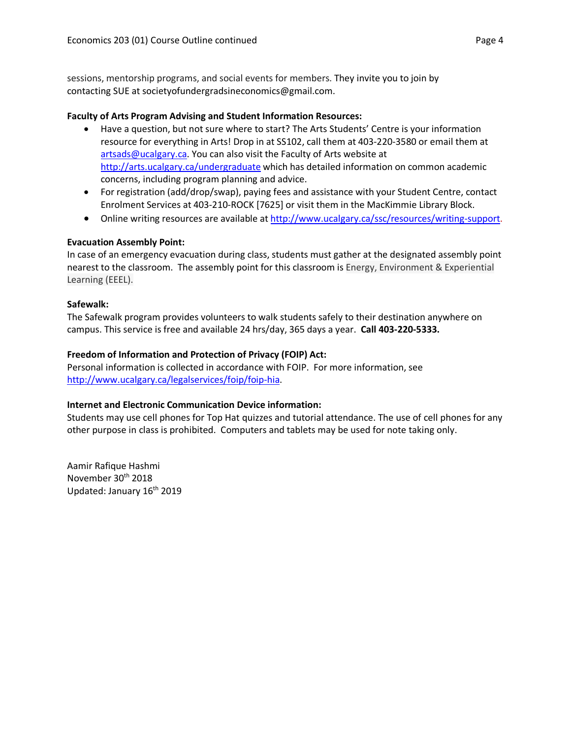sessions, mentorship programs, and social events for members. They invite you to join by contacting SUE at societyofundergradsineconomics@gmail.com.

**Faculty of Arts Program Advising and Student Information Resources:**

- Have a question, but not sure where to start? The Arts Students' Centre is your information resource for everything in Arts! Drop in at SS102, call them at 403-220-3580 or email them at artsads@ucalgary.ca. You can also visit the Faculty of Arts website at http://arts.ucalgary.ca/undergraduate which has detailed information on common academic concerns, including program planning and advice.
- For registration (add/drop/swap), paying fees and assistance with your Student Centre, contact Enrolment Services at 403-210-ROCK [7625] or visit them in the MacKimmie Library Block.
- Online writing resources are available at http://www.ucalgary.ca/ssc/resources/writing-support.

**Evacuation Assembly Point:**

In case of an emergency evacuation during class, students must gather at the designated assembly point nearest to the classroom. The assembly point for this classroom is Energy, Environment & Experiential Learning (EEEL).

**Safewalk:**

The Safewalk program provides volunteers to walk students safely to their destination anywhere on campus. This service is free and available 24 hrs/day, 365 days a year. **Call 403-220-5333.**

**Freedom of Information and Protection of Privacy (FOIP) Act:**

Personal information is collected in accordance with FOIP. For more information, see http://www.ucalgary.ca/legalservices/foip/foip-hia.

**Internet and Electronic Communication Device information:**

Students may use cell phones for Top Hat quizzes and tutorial attendance. The use of cell phones for any other purpose in class is prohibited. Computers and tablets may be used for note taking only.

Aamir Rafique Hashmi
November 30th 2018
Updated: January 16th 2019